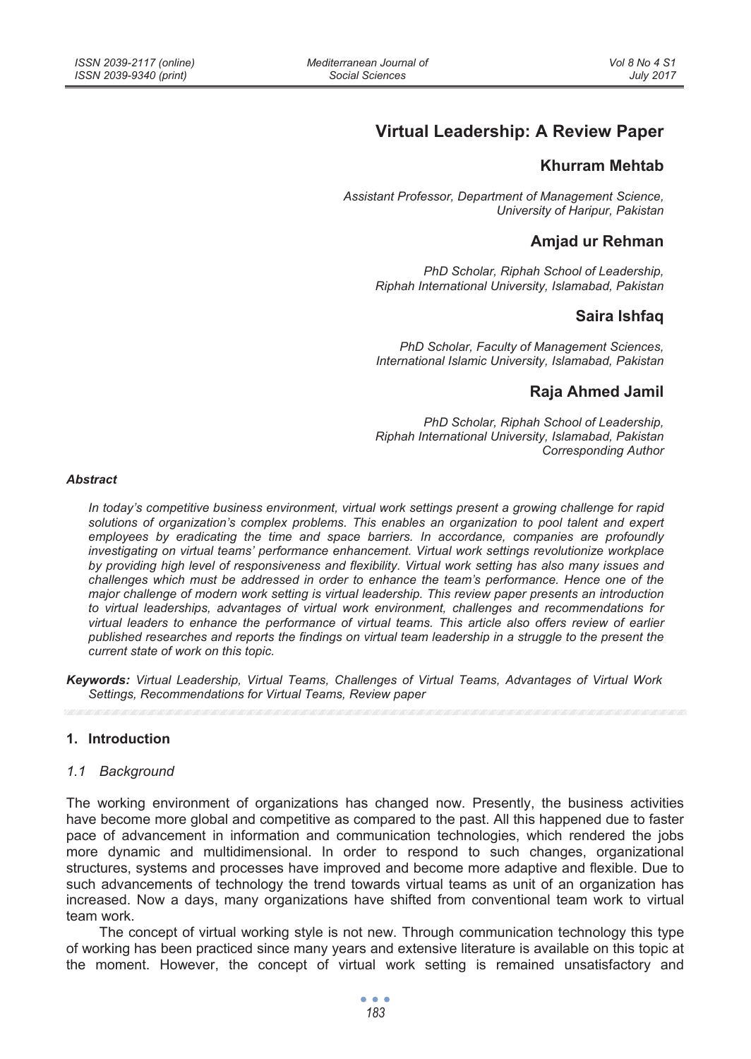# Virtual Leadership: A Review Paper

**Khurram Mehtab**

*Assistant Professor, Department of Management Science, University of Haripur, Pakistan*

**Amjad ur Rehman**

*PhD Scholar, Riphah School of Leadership, Riphah International University, Islamabad, Pakistan*

**Saira Ishfaq**

*PhD Scholar, Faculty of Management Sciences, International Islamic University, Islamabad, Pakistan*

**Raja Ahmed Jamil**

*PhD Scholar, Riphah School of Leadership, Riphah International University, Islamabad, Pakistan*
*Corresponding Author*

***Abstract***

*In today's competitive business environment, virtual work settings present a growing challenge for rapid solutions of organization's complex problems. This enables an organization to pool talent and expert employees by eradicating the time and space barriers. In accordance, companies are profoundly investigating on virtual teams' performance enhancement. Virtual work settings revolutionize workplace by providing high level of responsiveness and flexibility. Virtual work setting has also many issues and challenges which must be addressed in order to enhance the team's performance. Hence one of the major challenge of modern work setting is virtual leadership. This review paper presents an introduction to virtual leaderships, advantages of virtual work environment, challenges and recommendations for virtual leaders to enhance the performance of virtual teams. This article also offers review of earlier published researches and reports the findings on virtual team leadership in a struggle to the present the current state of work on this topic.*

***Keywords:*** *Virtual Leadership, Virtual Teams, Challenges of Virtual Teams, Advantages of Virtual Work Settings, Recommendations for Virtual Teams, Review paper*

## 1. Introduction

### *1.1 Background*

The working environment of organizations has changed now. Presently, the business activities have become more global and competitive as compared to the past. All this happened due to faster pace of advancement in information and communication technologies, which rendered the jobs more dynamic and multidimensional. In order to respond to such changes, organizational structures, systems and processes have improved and become more adaptive and flexible. Due to such advancements of technology the trend towards virtual teams as unit of an organization has increased. Now a days, many organizations have shifted from conventional team work to virtual team work.

The concept of virtual working style is not new. Through communication technology this type of working has been practiced since many years and extensive literature is available on this topic at the moment. However, the concept of virtual work setting is remained unsatisfactory and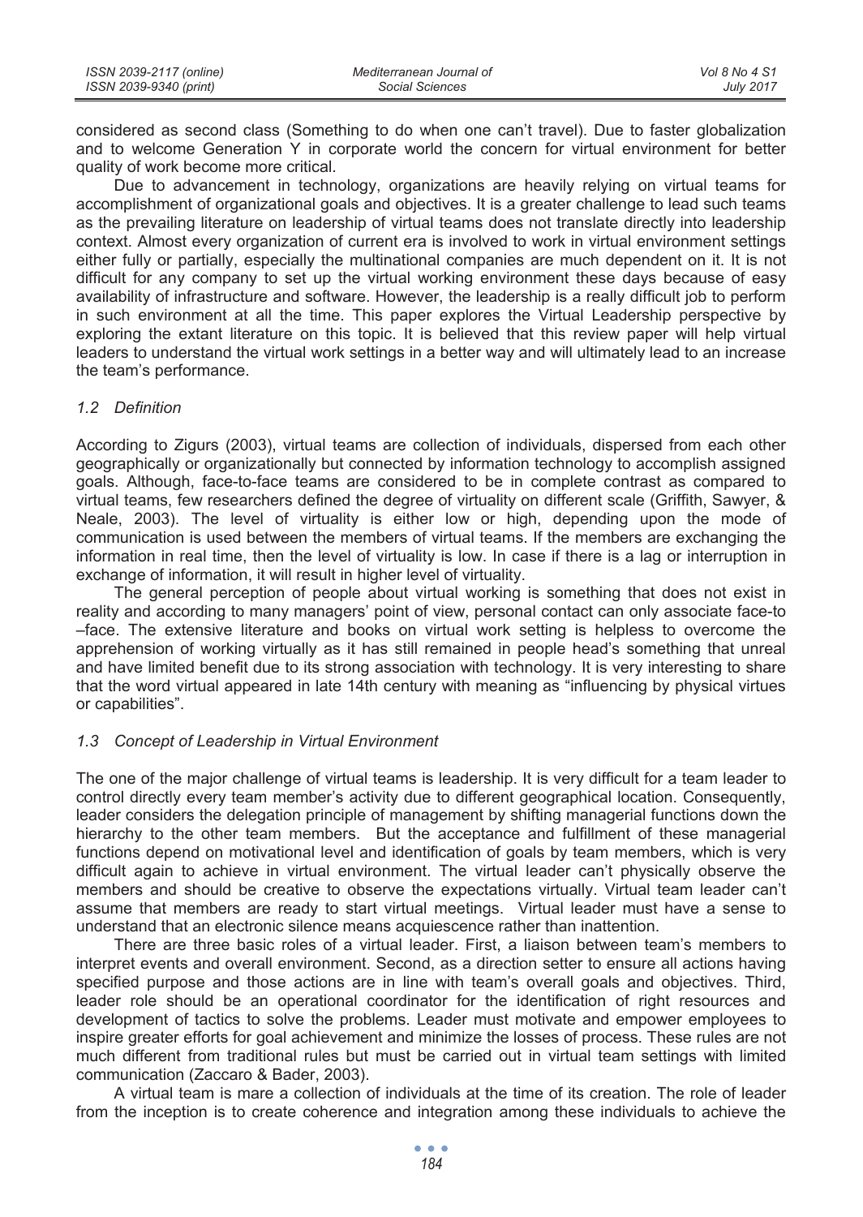considered as second class (Something to do when one can't travel). Due to faster globalization and to welcome Generation Y in corporate world the concern for virtual environment for better quality of work become more critical.

Due to advancement in technology, organizations are heavily relying on virtual teams for accomplishment of organizational goals and objectives. It is a greater challenge to lead such teams as the prevailing literature on leadership of virtual teams does not translate directly into leadership context. Almost every organization of current era is involved to work in virtual environment settings either fully or partially, especially the multinational companies are much dependent on it. It is not difficult for any company to set up the virtual working environment these days because of easy availability of infrastructure and software. However, the leadership is a really difficult job to perform in such environment at all the time. This paper explores the Virtual Leadership perspective by exploring the extant literature on this topic. It is believed that this review paper will help virtual leaders to understand the virtual work settings in a better way and will ultimately lead to an increase the team's performance.

### *1.2 Definition*

According to Zigurs (2003), virtual teams are collection of individuals, dispersed from each other geographically or organizationally but connected by information technology to accomplish assigned goals. Although, face-to-face teams are considered to be in complete contrast as compared to virtual teams, few researchers defined the degree of virtuality on different scale (Griffith, Sawyer, & Neale, 2003). The level of virtuality is either low or high, depending upon the mode of communication is used between the members of virtual teams. If the members are exchanging the information in real time, then the level of virtuality is low. In case if there is a lag or interruption in exchange of information, it will result in higher level of virtuality.

The general perception of people about virtual working is something that does not exist in reality and according to many managers' point of view, personal contact can only associate face-to –face. The extensive literature and books on virtual work setting is helpless to overcome the apprehension of working virtually as it has still remained in people head's something that unreal and have limited benefit due to its strong association with technology. It is very interesting to share that the word virtual appeared in late 14th century with meaning as "influencing by physical virtues or capabilities".

### *1.3 Concept of Leadership in Virtual Environment*

The one of the major challenge of virtual teams is leadership. It is very difficult for a team leader to control directly every team member's activity due to different geographical location. Consequently, leader considers the delegation principle of management by shifting managerial functions down the hierarchy to the other team members. But the acceptance and fulfillment of these managerial functions depend on motivational level and identification of goals by team members, which is very difficult again to achieve in virtual environment. The virtual leader can't physically observe the members and should be creative to observe the expectations virtually. Virtual team leader can't assume that members are ready to start virtual meetings. Virtual leader must have a sense to understand that an electronic silence means acquiescence rather than inattention.

There are three basic roles of a virtual leader. First, a liaison between team's members to interpret events and overall environment. Second, as a direction setter to ensure all actions having specified purpose and those actions are in line with team's overall goals and objectives. Third, leader role should be an operational coordinator for the identification of right resources and development of tactics to solve the problems. Leader must motivate and empower employees to inspire greater efforts for goal achievement and minimize the losses of process. These rules are not much different from traditional rules but must be carried out in virtual team settings with limited communication (Zaccaro & Bader, 2003).

A virtual team is mare a collection of individuals at the time of its creation. The role of leader from the inception is to create coherence and integration among these individuals to achieve the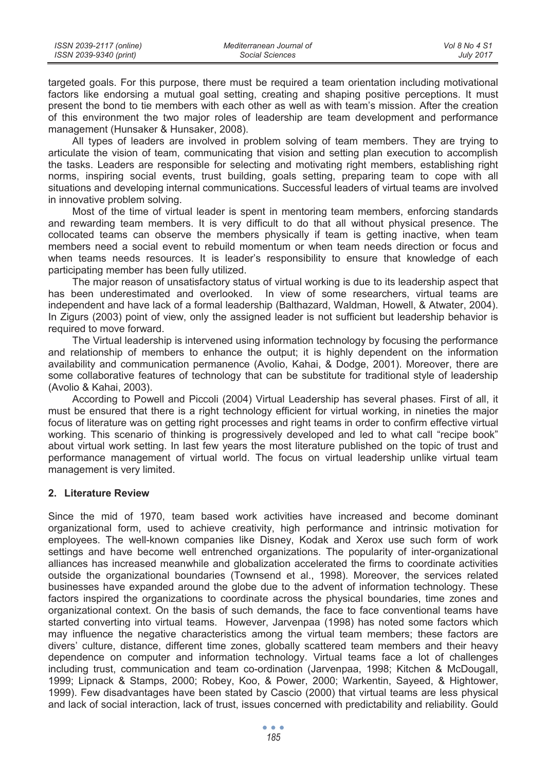targeted goals. For this purpose, there must be required a team orientation including motivational factors like endorsing a mutual goal setting, creating and shaping positive perceptions. It must present the bond to tie members with each other as well as with team's mission. After the creation of this environment the two major roles of leadership are team development and performance management (Hunsaker & Hunsaker, 2008).

All types of leaders are involved in problem solving of team members. They are trying to articulate the vision of team, communicating that vision and setting plan execution to accomplish the tasks. Leaders are responsible for selecting and motivating right members, establishing right norms, inspiring social events, trust building, goals setting, preparing team to cope with all situations and developing internal communications. Successful leaders of virtual teams are involved in innovative problem solving.

Most of the time of virtual leader is spent in mentoring team members, enforcing standards and rewarding team members. It is very difficult to do that all without physical presence. The collocated teams can observe the members physically if team is getting inactive, when team members need a social event to rebuild momentum or when team needs direction or focus and when teams needs resources. It is leader's responsibility to ensure that knowledge of each participating member has been fully utilized.

The major reason of unsatisfactory status of virtual working is due to its leadership aspect that has been underestimated and overlooked. In view of some researchers, virtual teams are independent and have lack of a formal leadership (Balthazard, Waldman, Howell, & Atwater, 2004). In Zigurs (2003) point of view, only the assigned leader is not sufficient but leadership behavior is required to move forward.

The Virtual leadership is intervened using information technology by focusing the performance and relationship of members to enhance the output; it is highly dependent on the information availability and communication permanence (Avolio, Kahai, & Dodge, 2001). Moreover, there are some collaborative features of technology that can be substitute for traditional style of leadership (Avolio & Kahai, 2003).

According to Powell and Piccoli (2004) Virtual Leadership has several phases. First of all, it must be ensured that there is a right technology efficient for virtual working, in nineties the major focus of literature was on getting right processes and right teams in order to confirm effective virtual working. This scenario of thinking is progressively developed and led to what call "recipe book" about virtual work setting. In last few years the most literature published on the topic of trust and performance management of virtual world. The focus on virtual leadership unlike virtual team management is very limited.

## 2. Literature Review

Since the mid of 1970, team based work activities have increased and become dominant organizational form, used to achieve creativity, high performance and intrinsic motivation for employees. The well-known companies like Disney, Kodak and Xerox use such form of work settings and have become well entrenched organizations. The popularity of inter-organizational alliances has increased meanwhile and globalization accelerated the firms to coordinate activities outside the organizational boundaries (Townsend et al., 1998). Moreover, the services related businesses have expanded around the globe due to the advent of information technology. These factors inspired the organizations to coordinate across the physical boundaries, time zones and organizational context. On the basis of such demands, the face to face conventional teams have started converting into virtual teams. However, Jarvenpaa (1998) has noted some factors which may influence the negative characteristics among the virtual team members; these factors are divers' culture, distance, different time zones, globally scattered team members and their heavy dependence on computer and information technology. Virtual teams face a lot of challenges including trust, communication and team co-ordination (Jarvenpaa, 1998; Kitchen & McDougall, 1999; Lipnack & Stamps, 2000; Robey, Koo, & Power, 2000; Warkentin, Sayeed, & Hightower, 1999). Few disadvantages have been stated by Cascio (2000) that virtual teams are less physical and lack of social interaction, lack of trust, issues concerned with predictability and reliability. Gould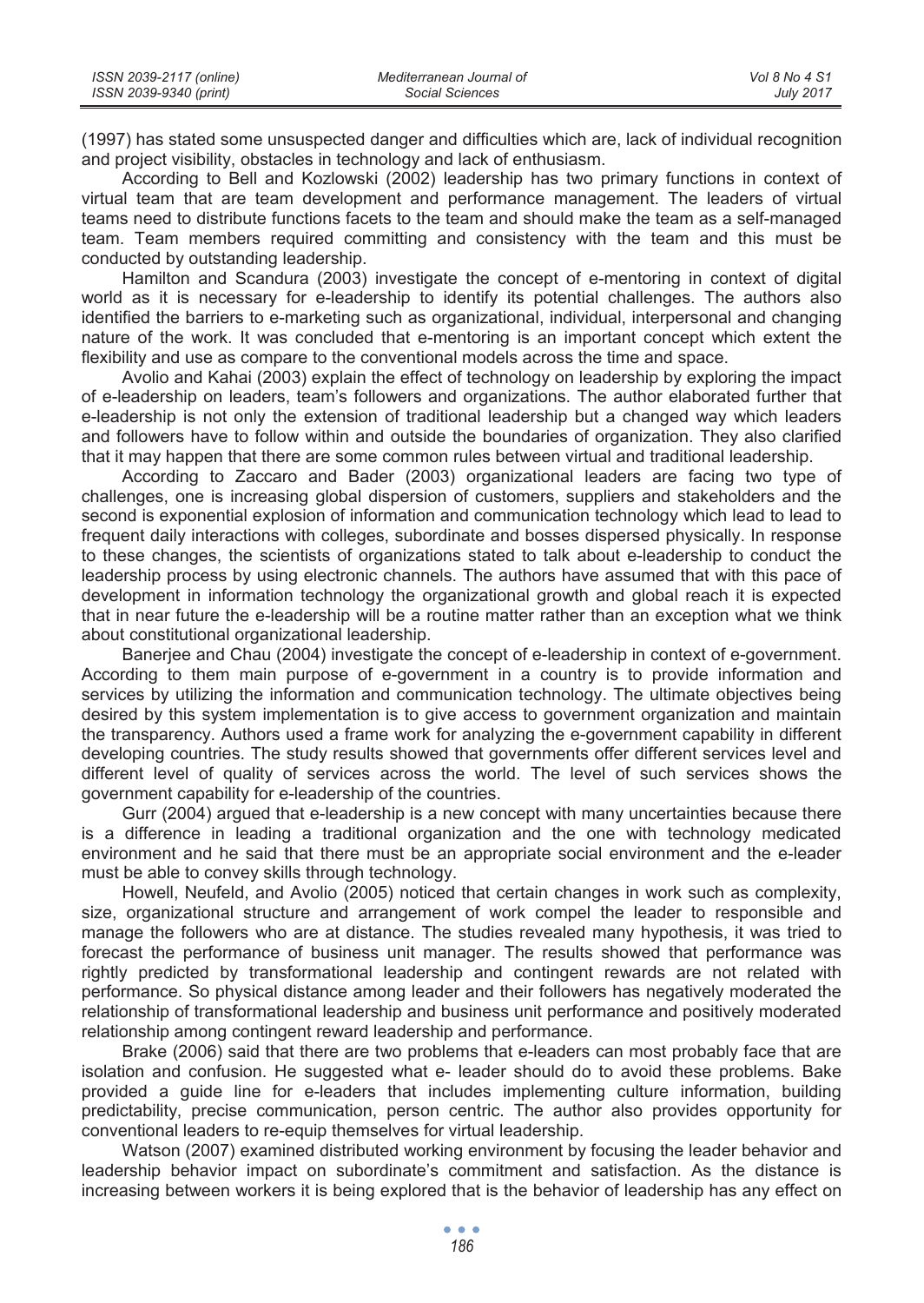(1997) has stated some unsuspected danger and difficulties which are, lack of individual recognition and project visibility, obstacles in technology and lack of enthusiasm.

According to Bell and Kozlowski (2002) leadership has two primary functions in context of virtual team that are team development and performance management. The leaders of virtual teams need to distribute functions facets to the team and should make the team as a self-managed team. Team members required committing and consistency with the team and this must be conducted by outstanding leadership.

Hamilton and Scandura (2003) investigate the concept of e-mentoring in context of digital world as it is necessary for e-leadership to identify its potential challenges. The authors also identified the barriers to e-marketing such as organizational, individual, interpersonal and changing nature of the work. It was concluded that e-mentoring is an important concept which extent the flexibility and use as compare to the conventional models across the time and space.

Avolio and Kahai (2003) explain the effect of technology on leadership by exploring the impact of e-leadership on leaders, team's followers and organizations. The author elaborated further that e-leadership is not only the extension of traditional leadership but a changed way which leaders and followers have to follow within and outside the boundaries of organization. They also clarified that it may happen that there are some common rules between virtual and traditional leadership.

According to Zaccaro and Bader (2003) organizational leaders are facing two type of challenges, one is increasing global dispersion of customers, suppliers and stakeholders and the second is exponential explosion of information and communication technology which lead to lead to frequent daily interactions with colleges, subordinate and bosses dispersed physically. In response to these changes, the scientists of organizations stated to talk about e-leadership to conduct the leadership process by using electronic channels. The authors have assumed that with this pace of development in information technology the organizational growth and global reach it is expected that in near future the e-leadership will be a routine matter rather than an exception what we think about constitutional organizational leadership.

Banerjee and Chau (2004) investigate the concept of e-leadership in context of e-government. According to them main purpose of e-government in a country is to provide information and services by utilizing the information and communication technology. The ultimate objectives being desired by this system implementation is to give access to government organization and maintain the transparency. Authors used a frame work for analyzing the e-government capability in different developing countries. The study results showed that governments offer different services level and different level of quality of services across the world. The level of such services shows the government capability for e-leadership of the countries.

Gurr (2004) argued that e-leadership is a new concept with many uncertainties because there is a difference in leading a traditional organization and the one with technology medicated environment and he said that there must be an appropriate social environment and the e-leader must be able to convey skills through technology.

Howell, Neufeld, and Avolio (2005) noticed that certain changes in work such as complexity, size, organizational structure and arrangement of work compel the leader to responsible and manage the followers who are at distance. The studies revealed many hypothesis, it was tried to forecast the performance of business unit manager. The results showed that performance was rightly predicted by transformational leadership and contingent rewards are not related with performance. So physical distance among leader and their followers has negatively moderated the relationship of transformational leadership and business unit performance and positively moderated relationship among contingent reward leadership and performance.

Brake (2006) said that there are two problems that e-leaders can most probably face that are isolation and confusion. He suggested what e- leader should do to avoid these problems. Bake provided a guide line for e-leaders that includes implementing culture information, building predictability, precise communication, person centric. The author also provides opportunity for conventional leaders to re-equip themselves for virtual leadership.

Watson (2007) examined distributed working environment by focusing the leader behavior and leadership behavior impact on subordinate's commitment and satisfaction. As the distance is increasing between workers it is being explored that is the behavior of leadership has any effect on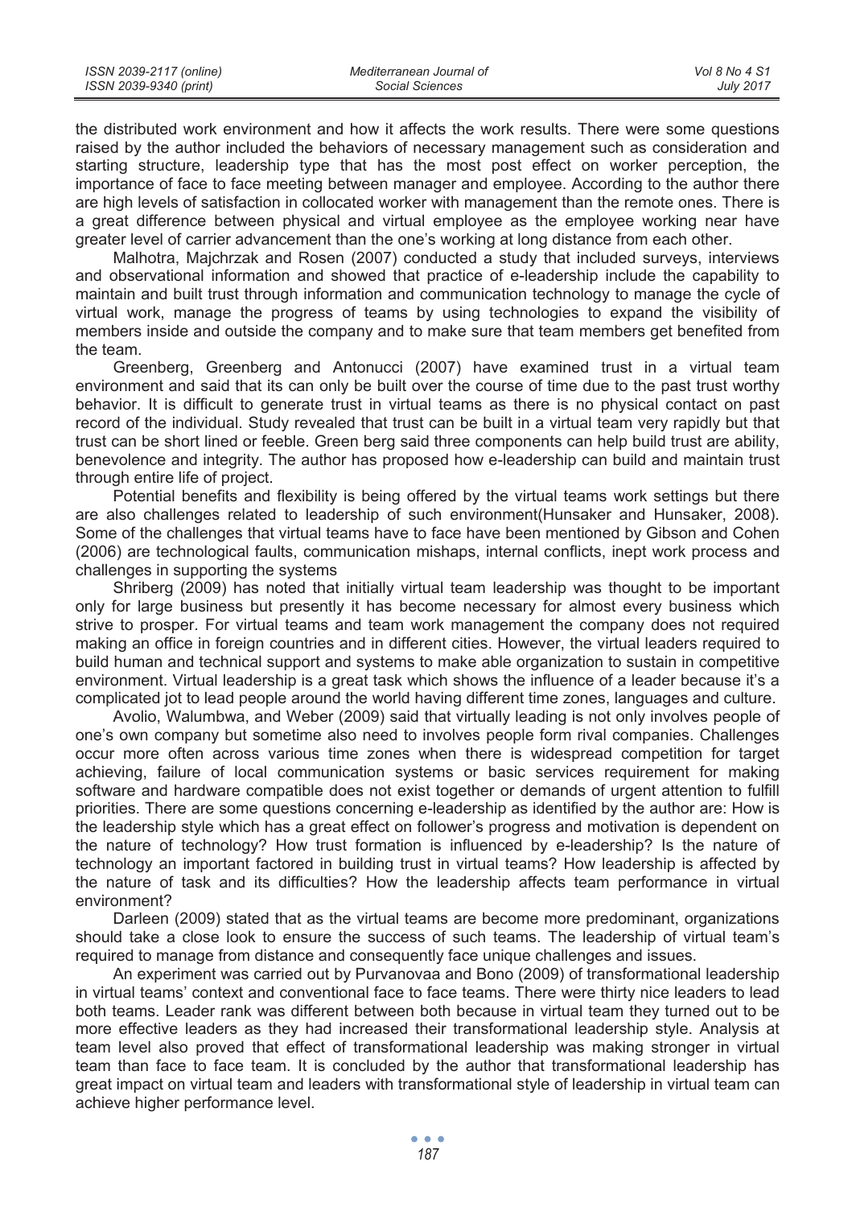the distributed work environment and how it affects the work results. There were some questions raised by the author included the behaviors of necessary management such as consideration and starting structure, leadership type that has the most post effect on worker perception, the importance of face to face meeting between manager and employee. According to the author there are high levels of satisfaction in collocated worker with management than the remote ones. There is a great difference between physical and virtual employee as the employee working near have greater level of carrier advancement than the one's working at long distance from each other.

Malhotra, Majchrzak and Rosen (2007) conducted a study that included surveys, interviews and observational information and showed that practice of e-leadership include the capability to maintain and built trust through information and communication technology to manage the cycle of virtual work, manage the progress of teams by using technologies to expand the visibility of members inside and outside the company and to make sure that team members get benefited from the team.

Greenberg, Greenberg and Antonucci (2007) have examined trust in a virtual team environment and said that its can only be built over the course of time due to the past trust worthy behavior. It is difficult to generate trust in virtual teams as there is no physical contact on past record of the individual. Study revealed that trust can be built in a virtual team very rapidly but that trust can be short lined or feeble. Green berg said three components can help build trust are ability, benevolence and integrity. The author has proposed how e-leadership can build and maintain trust through entire life of project.

Potential benefits and flexibility is being offered by the virtual teams work settings but there are also challenges related to leadership of such environment(Hunsaker and Hunsaker, 2008). Some of the challenges that virtual teams have to face have been mentioned by Gibson and Cohen (2006) are technological faults, communication mishaps, internal conflicts, inept work process and challenges in supporting the systems

Shriberg (2009) has noted that initially virtual team leadership was thought to be important only for large business but presently it has become necessary for almost every business which strive to prosper. For virtual teams and team work management the company does not required making an office in foreign countries and in different cities. However, the virtual leaders required to build human and technical support and systems to make able organization to sustain in competitive environment. Virtual leadership is a great task which shows the influence of a leader because it's a complicated jot to lead people around the world having different time zones, languages and culture.

Avolio, Walumbwa, and Weber (2009) said that virtually leading is not only involves people of one's own company but sometime also need to involves people form rival companies. Challenges occur more often across various time zones when there is widespread competition for target achieving, failure of local communication systems or basic services requirement for making software and hardware compatible does not exist together or demands of urgent attention to fulfill priorities. There are some questions concerning e-leadership as identified by the author are: How is the leadership style which has a great effect on follower's progress and motivation is dependent on the nature of technology? How trust formation is influenced by e-leadership? Is the nature of technology an important factored in building trust in virtual teams? How leadership is affected by the nature of task and its difficulties? How the leadership affects team performance in virtual environment?

Darleen (2009) stated that as the virtual teams are become more predominant, organizations should take a close look to ensure the success of such teams. The leadership of virtual team's required to manage from distance and consequently face unique challenges and issues.

An experiment was carried out by Purvanovaa and Bono (2009) of transformational leadership in virtual teams' context and conventional face to face teams. There were thirty nice leaders to lead both teams. Leader rank was different between both because in virtual team they turned out to be more effective leaders as they had increased their transformational leadership style. Analysis at team level also proved that effect of transformational leadership was making stronger in virtual team than face to face team. It is concluded by the author that transformational leadership has great impact on virtual team and leaders with transformational style of leadership in virtual team can achieve higher performance level.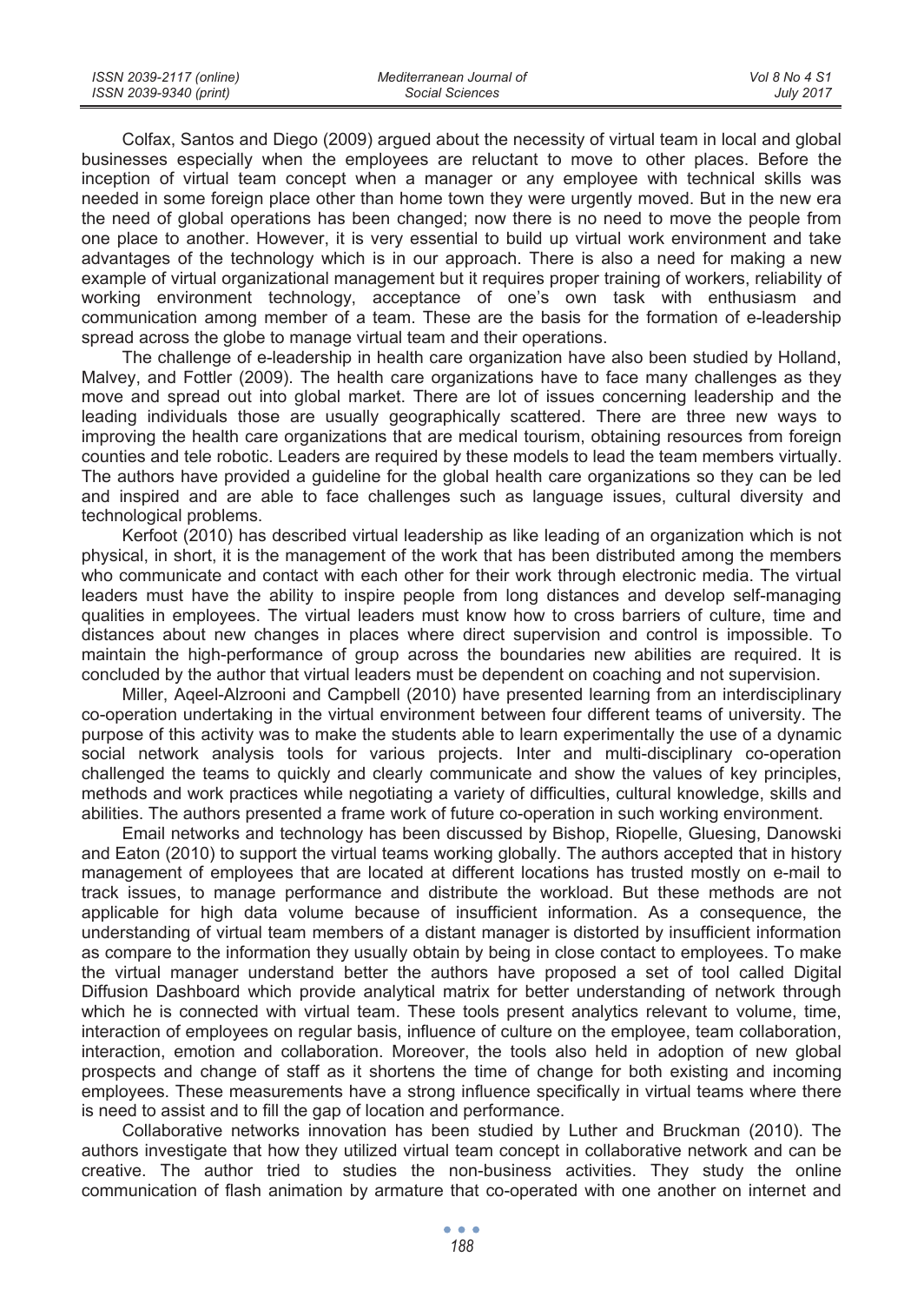Colfax, Santos and Diego (2009) argued about the necessity of virtual team in local and global businesses especially when the employees are reluctant to move to other places. Before the inception of virtual team concept when a manager or any employee with technical skills was needed in some foreign place other than home town they were urgently moved. But in the new era the need of global operations has been changed; now there is no need to move the people from one place to another. However, it is very essential to build up virtual work environment and take advantages of the technology which is in our approach. There is also a need for making a new example of virtual organizational management but it requires proper training of workers, reliability of working environment technology, acceptance of one's own task with enthusiasm and communication among member of a team. These are the basis for the formation of e-leadership spread across the globe to manage virtual team and their operations.

The challenge of e-leadership in health care organization have also been studied by Holland, Malvey, and Fottler (2009). The health care organizations have to face many challenges as they move and spread out into global market. There are lot of issues concerning leadership and the leading individuals those are usually geographically scattered. There are three new ways to improving the health care organizations that are medical tourism, obtaining resources from foreign counties and tele robotic. Leaders are required by these models to lead the team members virtually. The authors have provided a guideline for the global health care organizations so they can be led and inspired and are able to face challenges such as language issues, cultural diversity and technological problems.

Kerfoot (2010) has described virtual leadership as like leading of an organization which is not physical, in short, it is the management of the work that has been distributed among the members who communicate and contact with each other for their work through electronic media. The virtual leaders must have the ability to inspire people from long distances and develop self-managing qualities in employees. The virtual leaders must know how to cross barriers of culture, time and distances about new changes in places where direct supervision and control is impossible. To maintain the high-performance of group across the boundaries new abilities are required. It is concluded by the author that virtual leaders must be dependent on coaching and not supervision.

Miller, Aqeel-Alzrooni and Campbell (2010) have presented learning from an interdisciplinary co-operation undertaking in the virtual environment between four different teams of university. The purpose of this activity was to make the students able to learn experimentally the use of a dynamic social network analysis tools for various projects. Inter and multi-disciplinary co-operation challenged the teams to quickly and clearly communicate and show the values of key principles, methods and work practices while negotiating a variety of difficulties, cultural knowledge, skills and abilities. The authors presented a frame work of future co-operation in such working environment.

Email networks and technology has been discussed by Bishop, Riopelle, Gluesing, Danowski and Eaton (2010) to support the virtual teams working globally. The authors accepted that in history management of employees that are located at different locations has trusted mostly on e-mail to track issues, to manage performance and distribute the workload. But these methods are not applicable for high data volume because of insufficient information. As a consequence, the understanding of virtual team members of a distant manager is distorted by insufficient information as compare to the information they usually obtain by being in close contact to employees. To make the virtual manager understand better the authors have proposed a set of tool called Digital Diffusion Dashboard which provide analytical matrix for better understanding of network through which he is connected with virtual team. These tools present analytics relevant to volume, time, interaction of employees on regular basis, influence of culture on the employee, team collaboration, interaction, emotion and collaboration. Moreover, the tools also held in adoption of new global prospects and change of staff as it shortens the time of change for both existing and incoming employees. These measurements have a strong influence specifically in virtual teams where there is need to assist and to fill the gap of location and performance.

Collaborative networks innovation has been studied by Luther and Bruckman (2010). The authors investigate that how they utilized virtual team concept in collaborative network and can be creative. The author tried to studies the non-business activities. They study the online communication of flash animation by armature that co-operated with one another on internet and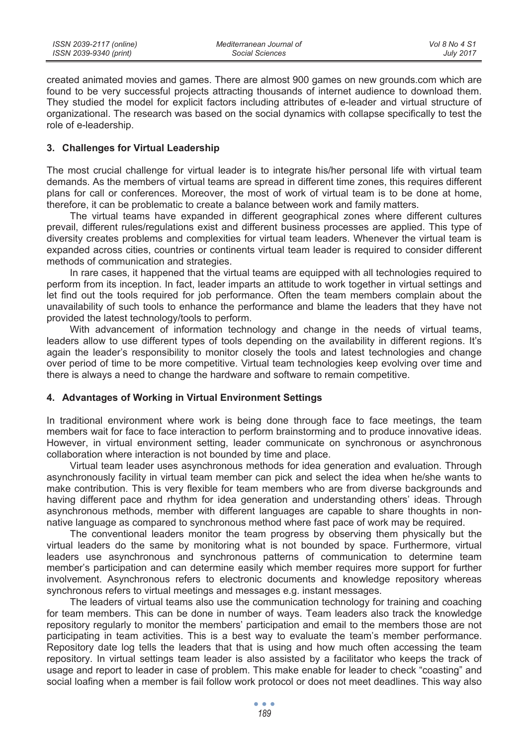created animated movies and games. There are almost 900 games on new grounds.com which are found to be very successful projects attracting thousands of internet audience to download them. They studied the model for explicit factors including attributes of e-leader and virtual structure of organizational. The research was based on the social dynamics with collapse specifically to test the role of e-leadership.

## 3. Challenges for Virtual Leadership

The most crucial challenge for virtual leader is to integrate his/her personal life with virtual team demands. As the members of virtual teams are spread in different time zones, this requires different plans for call or conferences. Moreover, the most of work of virtual team is to be done at home, therefore, it can be problematic to create a balance between work and family matters.

The virtual teams have expanded in different geographical zones where different cultures prevail, different rules/regulations exist and different business processes are applied. This type of diversity creates problems and complexities for virtual team leaders. Whenever the virtual team is expanded across cities, countries or continents virtual team leader is required to consider different methods of communication and strategies.

In rare cases, it happened that the virtual teams are equipped with all technologies required to perform from its inception. In fact, leader imparts an attitude to work together in virtual settings and let find out the tools required for job performance. Often the team members complain about the unavailability of such tools to enhance the performance and blame the leaders that they have not provided the latest technology/tools to perform.

With advancement of information technology and change in the needs of virtual teams, leaders allow to use different types of tools depending on the availability in different regions. It's again the leader's responsibility to monitor closely the tools and latest technologies and change over period of time to be more competitive. Virtual team technologies keep evolving over time and there is always a need to change the hardware and software to remain competitive.

## 4. Advantages of Working in Virtual Environment Settings

In traditional environment where work is being done through face to face meetings, the team members wait for face to face interaction to perform brainstorming and to produce innovative ideas. However, in virtual environment setting, leader communicate on synchronous or asynchronous collaboration where interaction is not bounded by time and place.

Virtual team leader uses asynchronous methods for idea generation and evaluation. Through asynchronously facility in virtual team member can pick and select the idea when he/she wants to make contribution. This is very flexible for team members who are from diverse backgrounds and having different pace and rhythm for idea generation and understanding others' ideas. Through asynchronous methods, member with different languages are capable to share thoughts in non-native language as compared to synchronous method where fast pace of work may be required.

The conventional leaders monitor the team progress by observing them physically but the virtual leaders do the same by monitoring what is not bounded by space. Furthermore, virtual leaders use asynchronous and synchronous patterns of communication to determine team member's participation and can determine easily which member requires more support for further involvement. Asynchronous refers to electronic documents and knowledge repository whereas synchronous refers to virtual meetings and messages e.g. instant messages.

The leaders of virtual teams also use the communication technology for training and coaching for team members. This can be done in number of ways. Team leaders also track the knowledge repository regularly to monitor the members' participation and email to the members those are not participating in team activities. This is a best way to evaluate the team's member performance. Repository date log tells the leaders that that is using and how much often accessing the team repository. In virtual settings team leader is also assisted by a facilitator who keeps the track of usage and report to leader in case of problem. This make enable for leader to check "coasting" and social loafing when a member is fail follow work protocol or does not meet deadlines. This way also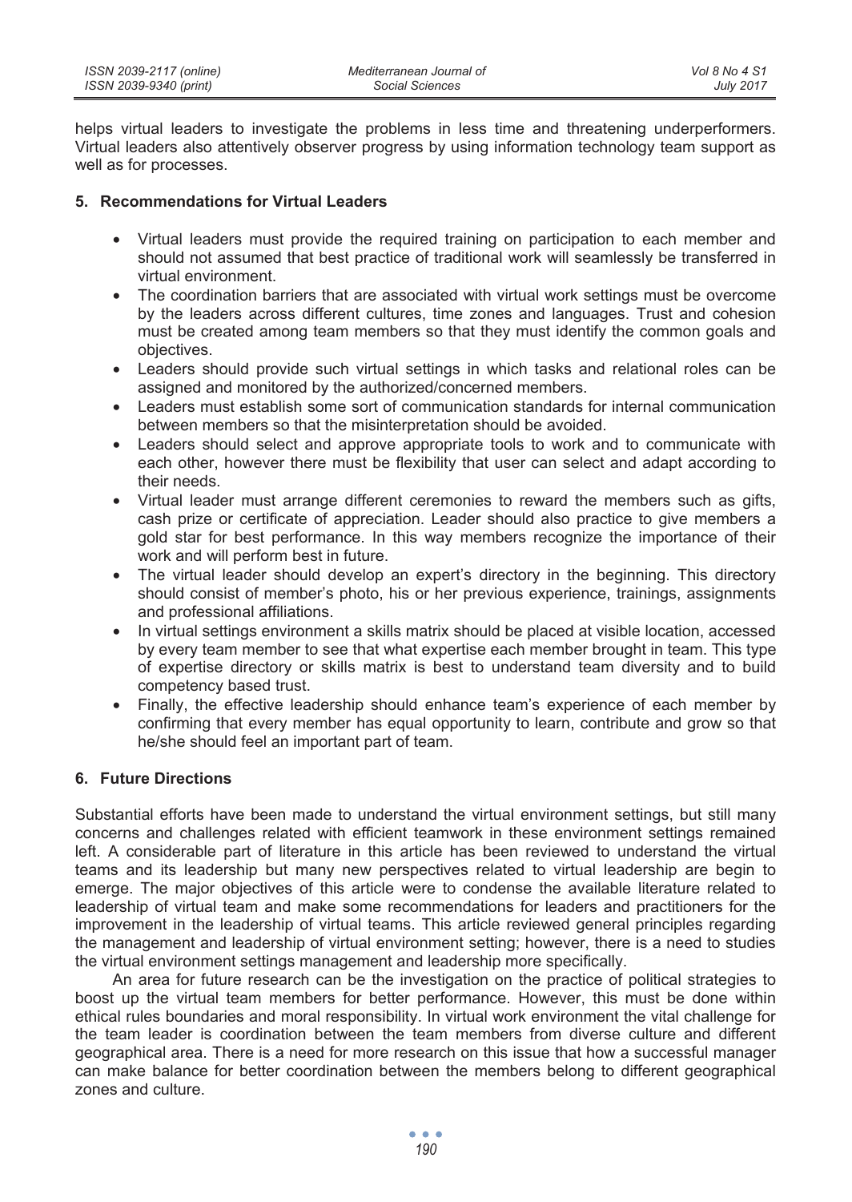helps virtual leaders to investigate the problems in less time and threatening underperformers. Virtual leaders also attentively observer progress by using information technology team support as well as for processes.

## 5. Recommendations for Virtual Leaders

- Virtual leaders must provide the required training on participation to each member and should not assumed that best practice of traditional work will seamlessly be transferred in virtual environment.
- The coordination barriers that are associated with virtual work settings must be overcome by the leaders across different cultures, time zones and languages. Trust and cohesion must be created among team members so that they must identify the common goals and objectives.
- Leaders should provide such virtual settings in which tasks and relational roles can be assigned and monitored by the authorized/concerned members.
- Leaders must establish some sort of communication standards for internal communication between members so that the misinterpretation should be avoided.
- Leaders should select and approve appropriate tools to work and to communicate with each other, however there must be flexibility that user can select and adapt according to their needs.
- Virtual leader must arrange different ceremonies to reward the members such as gifts, cash prize or certificate of appreciation. Leader should also practice to give members a gold star for best performance. In this way members recognize the importance of their work and will perform best in future.
- The virtual leader should develop an expert's directory in the beginning. This directory should consist of member's photo, his or her previous experience, trainings, assignments and professional affiliations.
- In virtual settings environment a skills matrix should be placed at visible location, accessed by every team member to see that what expertise each member brought in team. This type of expertise directory or skills matrix is best to understand team diversity and to build competency based trust.
- Finally, the effective leadership should enhance team's experience of each member by confirming that every member has equal opportunity to learn, contribute and grow so that he/she should feel an important part of team.

## 6. Future Directions

Substantial efforts have been made to understand the virtual environment settings, but still many concerns and challenges related with efficient teamwork in these environment settings remained left. A considerable part of literature in this article has been reviewed to understand the virtual teams and its leadership but many new perspectives related to virtual leadership are begin to emerge. The major objectives of this article were to condense the available literature related to leadership of virtual team and make some recommendations for leaders and practitioners for the improvement in the leadership of virtual teams. This article reviewed general principles regarding the management and leadership of virtual environment setting; however, there is a need to studies the virtual environment settings management and leadership more specifically.

An area for future research can be the investigation on the practice of political strategies to boost up the virtual team members for better performance. However, this must be done within ethical rules boundaries and moral responsibility. In virtual work environment the vital challenge for the team leader is coordination between the team members from diverse culture and different geographical area. There is a need for more research on this issue that how a successful manager can make balance for better coordination between the members belong to different geographical zones and culture.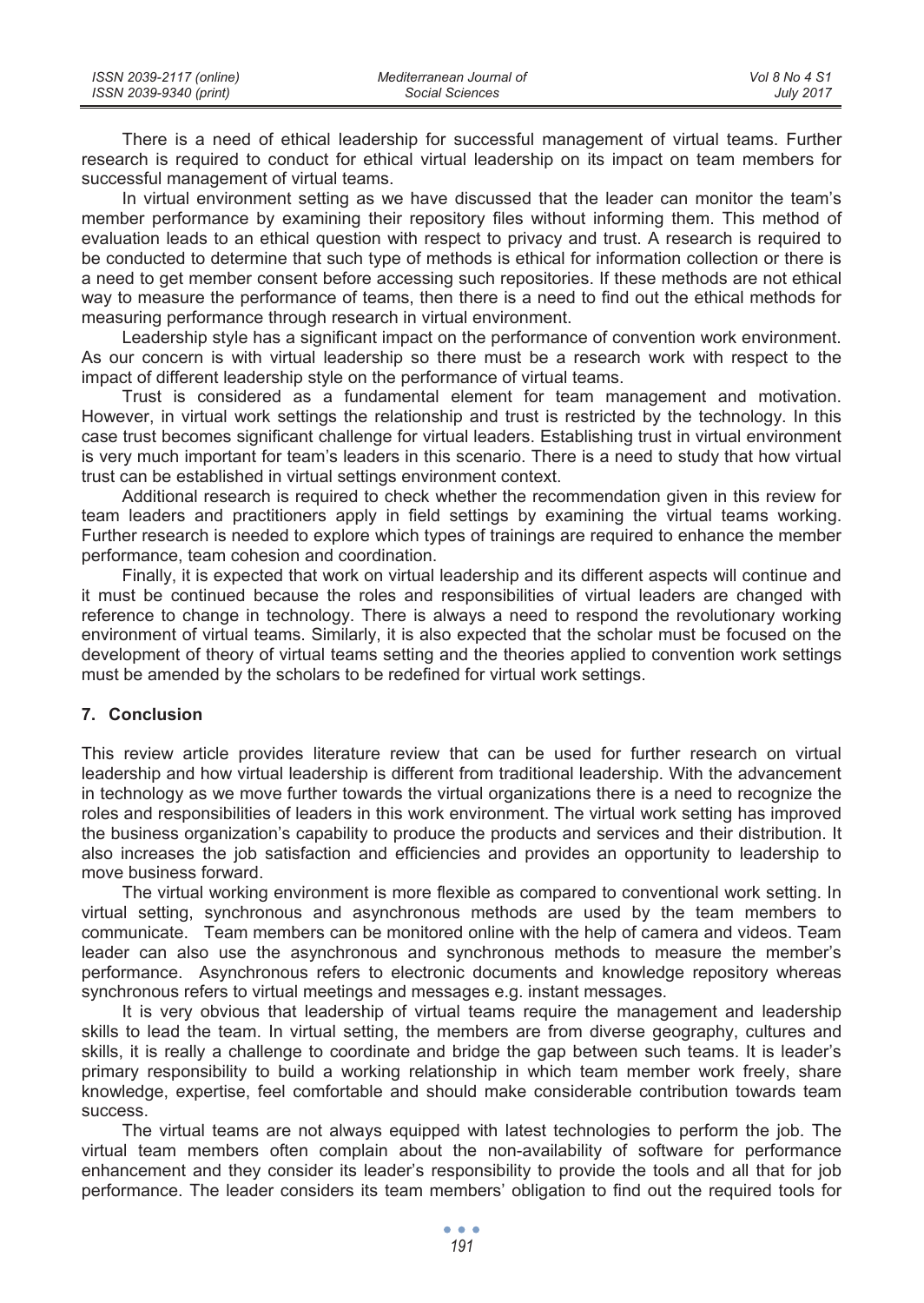There is a need of ethical leadership for successful management of virtual teams. Further research is required to conduct for ethical virtual leadership on its impact on team members for successful management of virtual teams.

In virtual environment setting as we have discussed that the leader can monitor the team's member performance by examining their repository files without informing them. This method of evaluation leads to an ethical question with respect to privacy and trust. A research is required to be conducted to determine that such type of methods is ethical for information collection or there is a need to get member consent before accessing such repositories. If these methods are not ethical way to measure the performance of teams, then there is a need to find out the ethical methods for measuring performance through research in virtual environment.

Leadership style has a significant impact on the performance of convention work environment. As our concern is with virtual leadership so there must be a research work with respect to the impact of different leadership style on the performance of virtual teams.

Trust is considered as a fundamental element for team management and motivation. However, in virtual work settings the relationship and trust is restricted by the technology. In this case trust becomes significant challenge for virtual leaders. Establishing trust in virtual environment is very much important for team's leaders in this scenario. There is a need to study that how virtual trust can be established in virtual settings environment context.

Additional research is required to check whether the recommendation given in this review for team leaders and practitioners apply in field settings by examining the virtual teams working. Further research is needed to explore which types of trainings are required to enhance the member performance, team cohesion and coordination.

Finally, it is expected that work on virtual leadership and its different aspects will continue and it must be continued because the roles and responsibilities of virtual leaders are changed with reference to change in technology. There is always a need to respond the revolutionary working environment of virtual teams. Similarly, it is also expected that the scholar must be focused on the development of theory of virtual teams setting and the theories applied to convention work settings must be amended by the scholars to be redefined for virtual work settings.

## 7. Conclusion

This review article provides literature review that can be used for further research on virtual leadership and how virtual leadership is different from traditional leadership. With the advancement in technology as we move further towards the virtual organizations there is a need to recognize the roles and responsibilities of leaders in this work environment. The virtual work setting has improved the business organization's capability to produce the products and services and their distribution. It also increases the job satisfaction and efficiencies and provides an opportunity to leadership to move business forward.

The virtual working environment is more flexible as compared to conventional work setting. In virtual setting, synchronous and asynchronous methods are used by the team members to communicate. Team members can be monitored online with the help of camera and videos. Team leader can also use the asynchronous and synchronous methods to measure the member's performance. Asynchronous refers to electronic documents and knowledge repository whereas synchronous refers to virtual meetings and messages e.g. instant messages.

It is very obvious that leadership of virtual teams require the management and leadership skills to lead the team. In virtual setting, the members are from diverse geography, cultures and skills, it is really a challenge to coordinate and bridge the gap between such teams. It is leader's primary responsibility to build a working relationship in which team member work freely, share knowledge, expertise, feel comfortable and should make considerable contribution towards team success.

The virtual teams are not always equipped with latest technologies to perform the job. The virtual team members often complain about the non-availability of software for performance enhancement and they consider its leader's responsibility to provide the tools and all that for job performance. The leader considers its team members' obligation to find out the required tools for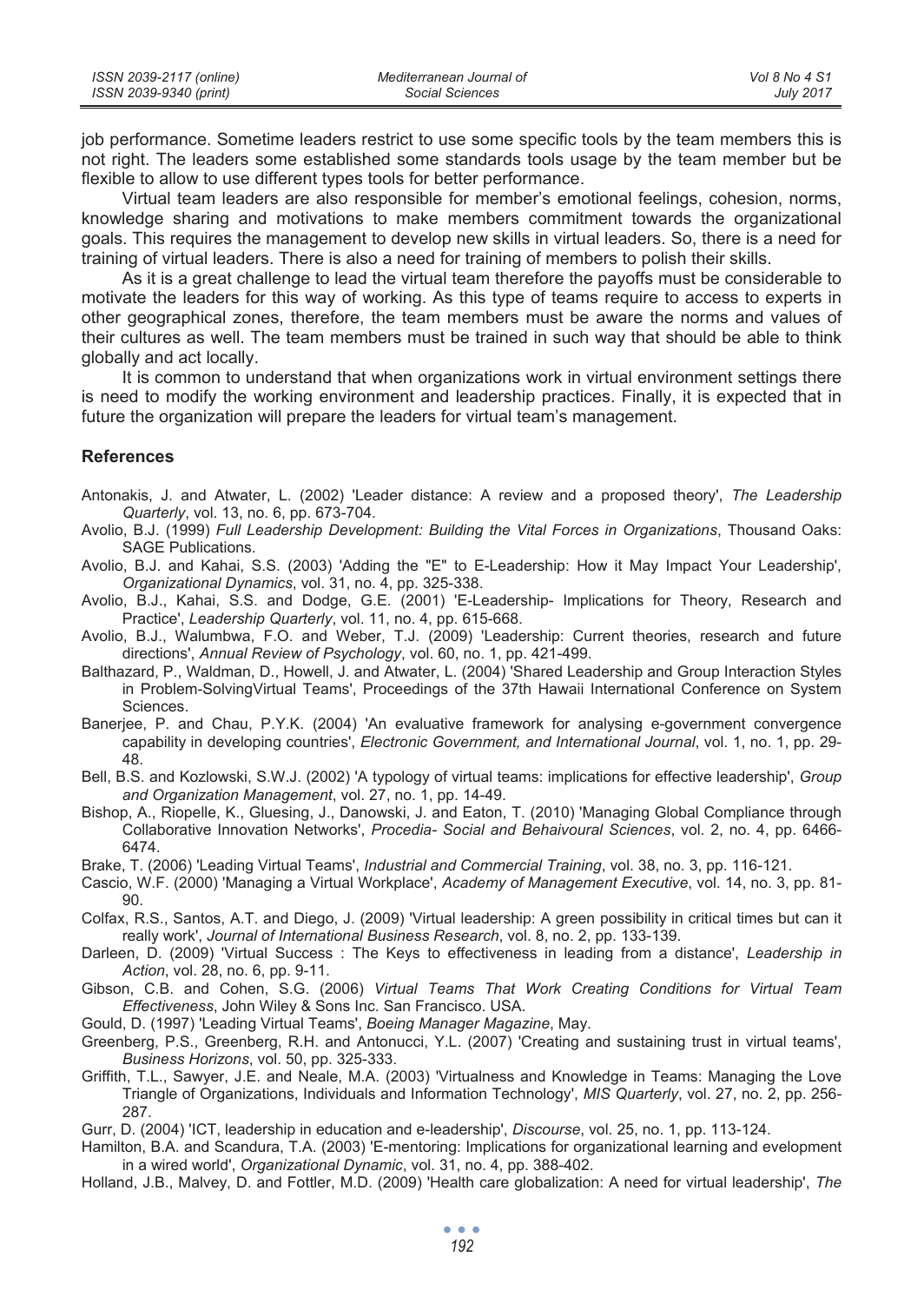job performance. Sometime leaders restrict to use some specific tools by the team members this is not right. The leaders some established some standards tools usage by the team member but be flexible to allow to use different types tools for better performance.

Virtual team leaders are also responsible for member's emotional feelings, cohesion, norms, knowledge sharing and motivations to make members commitment towards the organizational goals. This requires the management to develop new skills in virtual leaders. So, there is a need for training of virtual leaders. There is also a need for training of members to polish their skills.

As it is a great challenge to lead the virtual team therefore the payoffs must be considerable to motivate the leaders for this way of working. As this type of teams require to access to experts in other geographical zones, therefore, the team members must be aware the norms and values of their cultures as well. The team members must be trained in such way that should be able to think globally and act locally.

It is common to understand that when organizations work in virtual environment settings there is need to modify the working environment and leadership practices. Finally, it is expected that in future the organization will prepare the leaders for virtual team's management.

### References

Antonakis, J. and Atwater, L. (2002) 'Leader distance: A review and a proposed theory', *The Leadership Quarterly*, vol. 13, no. 6, pp. 673-704.

Avolio, B.J. (1999) *Full Leadership Development: Building the Vital Forces in Organizations*, Thousand Oaks: SAGE Publications.

Avolio, B.J. and Kahai, S.S. (2003) 'Adding the "E" to E-Leadership: How it May Impact Your Leadership', *Organizational Dynamics*, vol. 31, no. 4, pp. 325-338.

Avolio, B.J., Kahai, S.S. and Dodge, G.E. (2001) 'E-Leadership- Implications for Theory, Research and Practice', *Leadership Quarterly*, vol. 11, no. 4, pp. 615-668.

Avolio, B.J., Walumbwa, F.O. and Weber, T.J. (2009) 'Leadership: Current theories, research and future directions', *Annual Review of Psychology*, vol. 60, no. 1, pp. 421-499.

Balthazard, P., Waldman, D., Howell, J. and Atwater, L. (2004) 'Shared Leadership and Group Interaction Styles in Problem-SolvingVirtual Teams', Proceedings of the 37th Hawaii International Conference on System Sciences.

Banerjee, P. and Chau, P.Y.K. (2004) 'An evaluative framework for analysing e-government convergence capability in developing countries', *Electronic Government, and International Journal*, vol. 1, no. 1, pp. 29-48.

Bell, B.S. and Kozlowski, S.W.J. (2002) 'A typology of virtual teams: implications for effective leadership', *Group and Organization Management*, vol. 27, no. 1, pp. 14-49.

Bishop, A., Riopelle, K., Gluesing, J., Danowski, J. and Eaton, T. (2010) 'Managing Global Compliance through Collaborative Innovation Networks', *Procedia- Social and Behaivoural Sciences*, vol. 2, no. 4, pp. 6466-6474.

Brake, T. (2006) 'Leading Virtual Teams', *Industrial and Commercial Training*, vol. 38, no. 3, pp. 116-121.

Cascio, W.F. (2000) 'Managing a Virtual Workplace', *Academy of Management Executive*, vol. 14, no. 3, pp. 81-90.

Colfax, R.S., Santos, A.T. and Diego, J. (2009) 'Virtual leadership: A green possibility in critical times but can it really work', *Journal of International Business Research*, vol. 8, no. 2, pp. 133-139.

Darleen, D. (2009) 'Virtual Success : The Keys to effectiveness in leading from a distance', *Leadership in Action*, vol. 28, no. 6, pp. 9-11.

Gibson, C.B. and Cohen, S.G. (2006) *Virtual Teams That Work Creating Conditions for Virtual Team Effectiveness*, John Wiley & Sons Inc. San Francisco. USA.

Gould, D. (1997) 'Leading Virtual Teams', *Boeing Manager Magazine*, May.

Greenberg, P.S., Greenberg, R.H. and Antonucci, Y.L. (2007) 'Creating and sustaining trust in virtual teams', *Business Horizons*, vol. 50, pp. 325-333.

Griffith, T.L., Sawyer, J.E. and Neale, M.A. (2003) 'Virtualness and Knowledge in Teams: Managing the Love Triangle of Organizations, Individuals and Information Technology', *MIS Quarterly*, vol. 27, no. 2, pp. 256-287.

Gurr, D. (2004) 'ICT, leadership in education and e-leadership', *Discourse*, vol. 25, no. 1, pp. 113-124.

Hamilton, B.A. and Scandura, T.A. (2003) 'E-mentoring: Implications for organizational learning and evelopment in a wired world', *Organizational Dynamic*, vol. 31, no. 4, pp. 388-402.

Holland, J.B., Malvey, D. and Fottler, M.D. (2009) 'Health care globalization: A need for virtual leadership', *The*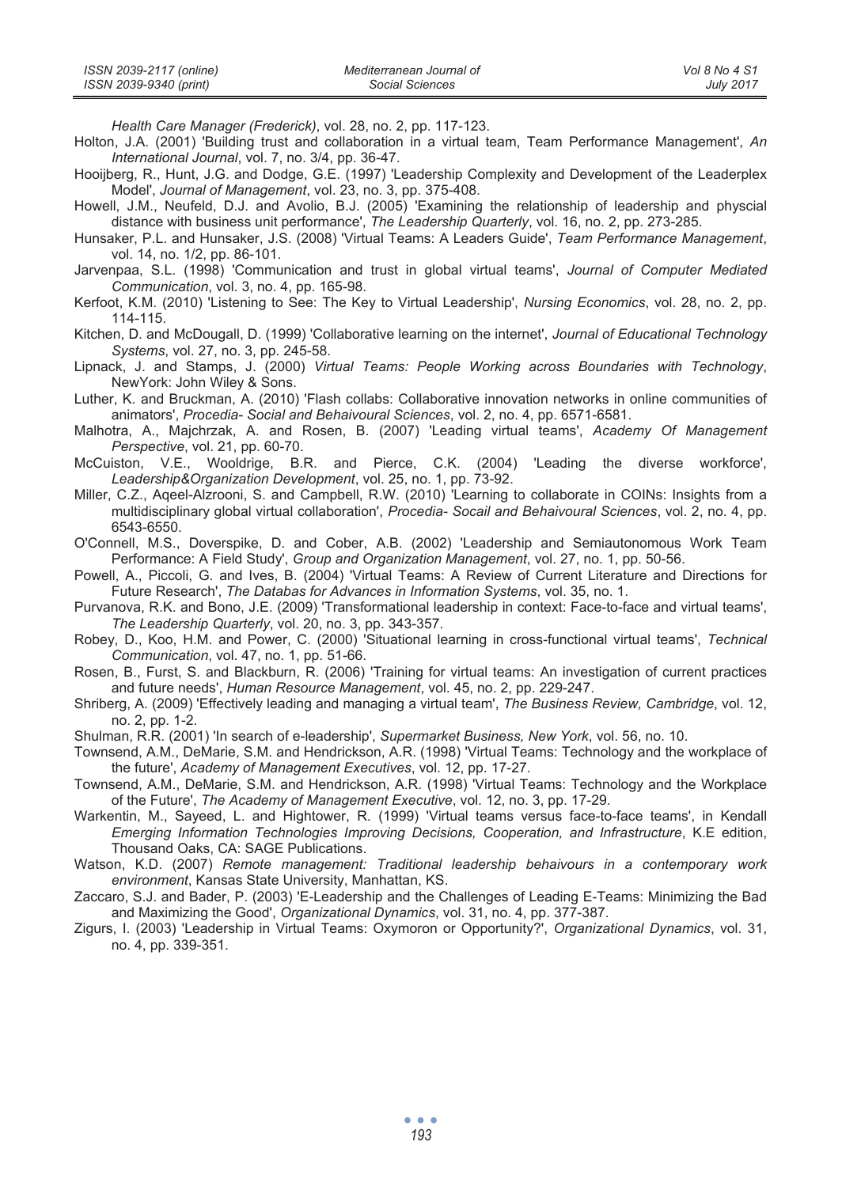*Health Care Manager (Frederick)*, vol. 28, no. 2, pp. 117-123.

Holton, J.A. (2001) 'Building trust and collaboration in a virtual team, Team Performance Management', *An International Journal*, vol. 7, no. 3/4, pp. 36-47.

Hooijberg, R., Hunt, J.G. and Dodge, G.E. (1997) 'Leadership Complexity and Development of the Leaderplex Model', *Journal of Management*, vol. 23, no. 3, pp. 375-408.

Howell, J.M., Neufeld, D.J. and Avolio, B.J. (2005) 'Examining the relationship of leadership and physcial distance with business unit performance', *The Leadership Quarterly*, vol. 16, no. 2, pp. 273-285.

Hunsaker, P.L. and Hunsaker, J.S. (2008) 'Virtual Teams: A Leaders Guide', *Team Performance Management*, vol. 14, no. 1/2, pp. 86-101.

Jarvenpaa, S.L. (1998) 'Communication and trust in global virtual teams', *Journal of Computer Mediated Communication*, vol. 3, no. 4, pp. 165-98.

Kerfoot, K.M. (2010) 'Listening to See: The Key to Virtual Leadership', *Nursing Economics*, vol. 28, no. 2, pp. 114-115.

Kitchen, D. and McDougall, D. (1999) 'Collaborative learning on the internet', *Journal of Educational Technology Systems*, vol. 27, no. 3, pp. 245-58.

Lipnack, J. and Stamps, J. (2000) *Virtual Teams: People Working across Boundaries with Technology*, NewYork: John Wiley & Sons.

Luther, K. and Bruckman, A. (2010) 'Flash collabs: Collaborative innovation networks in online communities of animators', *Procedia- Social and Behaivoural Sciences*, vol. 2, no. 4, pp. 6571-6581.

Malhotra, A., Majchrzak, A. and Rosen, B. (2007) 'Leading virtual teams', *Academy Of Management Perspective*, vol. 21, pp. 60-70.

McCuiston, V.E., Wooldrige, B.R. and Pierce, C.K. (2004) 'Leading the diverse workforce', *Leadership&Organization Development*, vol. 25, no. 1, pp. 73-92.

Miller, C.Z., Aqeel-Alzrooni, S. and Campbell, R.W. (2010) 'Learning to collaborate in COINs: Insights from a multidisciplinary global virtual collaboration', *Procedia- Socail and Behaivoural Sciences*, vol. 2, no. 4, pp. 6543-6550.

O'Connell, M.S., Doverspike, D. and Cober, A.B. (2002) 'Leadership and Semiautonomous Work Team Performance: A Field Study', *Group and Organization Management*, vol. 27, no. 1, pp. 50-56.

Powell, A., Piccoli, G. and Ives, B. (2004) 'Virtual Teams: A Review of Current Literature and Directions for Future Research', *The Databas for Advances in Information Systems*, vol. 35, no. 1.

Purvanova, R.K. and Bono, J.E. (2009) 'Transformational leadership in context: Face-to-face and virtual teams', *The Leadership Quarterly*, vol. 20, no. 3, pp. 343-357.

Robey, D., Koo, H.M. and Power, C. (2000) 'Situational learning in cross-functional virtual teams', *Technical Communication*, vol. 47, no. 1, pp. 51-66.

Rosen, B., Furst, S. and Blackburn, R. (2006) 'Training for virtual teams: An investigation of current practices and future needs', *Human Resource Management*, vol. 45, no. 2, pp. 229-247.

Shriberg, A. (2009) 'Effectively leading and managing a virtual team', *The Business Review, Cambridge*, vol. 12, no. 2, pp. 1-2.

Shulman, R.R. (2001) 'In search of e-leadership', *Supermarket Business, New York*, vol. 56, no. 10.

Townsend, A.M., DeMarie, S.M. and Hendrickson, A.R. (1998) 'Virtual Teams: Technology and the workplace of the future', *Academy of Management Executives*, vol. 12, pp. 17-27.

Townsend, A.M., DeMarie, S.M. and Hendrickson, A.R. (1998) 'Virtual Teams: Technology and the Workplace of the Future', *The Academy of Management Executive*, vol. 12, no. 3, pp. 17-29.

Warkentin, M., Sayeed, L. and Hightower, R. (1999) 'Virtual teams versus face-to-face teams', in Kendall *Emerging Information Technologies Improving Decisions, Cooperation, and Infrastructure*, K.E edition, Thousand Oaks, CA: SAGE Publications.

Watson, K.D. (2007) *Remote management: Traditional leadership behaivours in a contemporary work environment*, Kansas State University, Manhattan, KS.

Zaccaro, S.J. and Bader, P. (2003) 'E-Leadership and the Challenges of Leading E-Teams: Minimizing the Bad and Maximizing the Good', *Organizational Dynamics*, vol. 31, no. 4, pp. 377-387.

Zigurs, I. (2003) 'Leadership in Virtual Teams: Oxymoron or Opportunity?', *Organizational Dynamics*, vol. 31, no. 4, pp. 339-351.